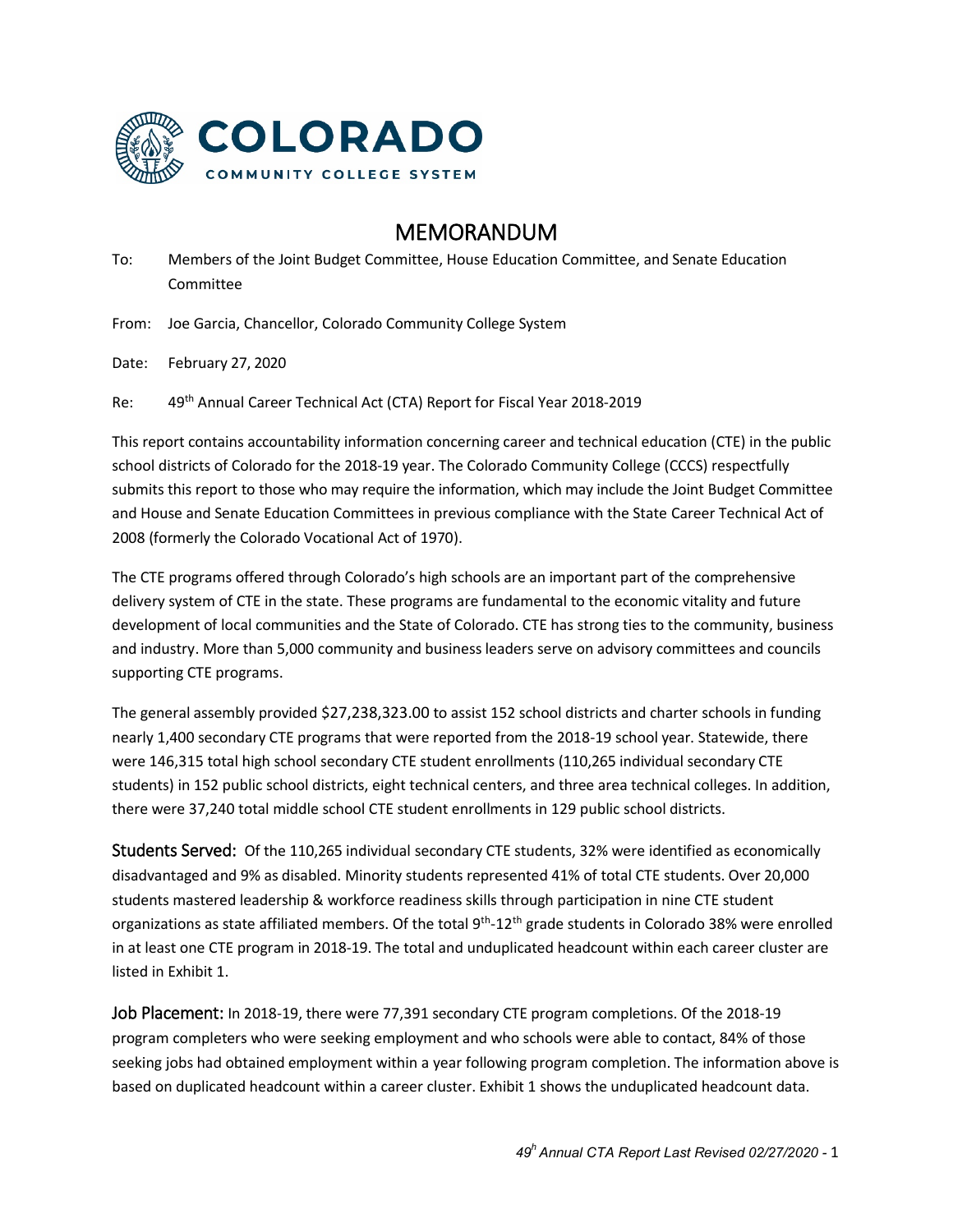COLORADO

COMMUNITY COLLEGE SYSTEM

# MEMORANDUM

To: Members of the Joint Budget Committee, House Education Committee, and Senate Education Committee

From: Joe Garcia, Chancellor, Colorado Community College System

Date: February 27, 2020

Re: 49th Annual Career Technical Act (CTA) Report for Fiscal Year 2018-2019

This report contains accountability information concerning career and technical education (CTE) in the public school districts of Colorado for the 2018-19 year. The Colorado Community College (CCCS) respectfully submits this report to those who may require the information, which may include the Joint Budget Committee and House and Senate Education Committees in previous compliance with the State Career Technical Act of 2008 (formerly the Colorado Vocational Act of 1970).

The CTE programs offered through Colorado's high schools are an important part of the comprehensive delivery system of CTE in the state. These programs are fundamental to the economic vitality and future development of local communities and the State of Colorado. CTE has strong ties to the community, business and industry. More than 5,000 community and business leaders serve on advisory committees and councils supporting CTE programs.

The general assembly provided $27,238,323.00 to assist 152 school districts and charter schools in funding nearly 1,400 secondary CTE programs that were reported from the 2018-19 school year. Statewide, there were 146,315 total high school secondary CTE student enrollments (110,265 individual secondary CTE students) in 152 public school districts, eight technical centers, and three area technical colleges. In addition, there were 37,240 total middle school CTE student enrollments in 129 public school districts.

**Students Served:** Of the 110,265 individual secondary CTE students, 32% were identified as economically disadvantaged and 9% as disabled. Minority students represented 41% of total CTE students. Over 20,000 students mastered leadership & workforce readiness skills through participation in nine CTE student organizations as state affiliated members. Of the total 9th-12th grade students in Colorado 38% were enrolled in at least one CTE program in 2018-19. The total and unduplicated headcount within each career cluster are listed in Exhibit 1.

**Job Placement:** In 2018-19, there were 77,391 secondary CTE program completions. Of the 2018-19 program completers who were seeking employment and who schools were able to contact, 84% of those seeking jobs had obtained employment within a year following program completion. The information above is based on duplicated headcount within a career cluster. Exhibit 1 shows the unduplicated headcount data.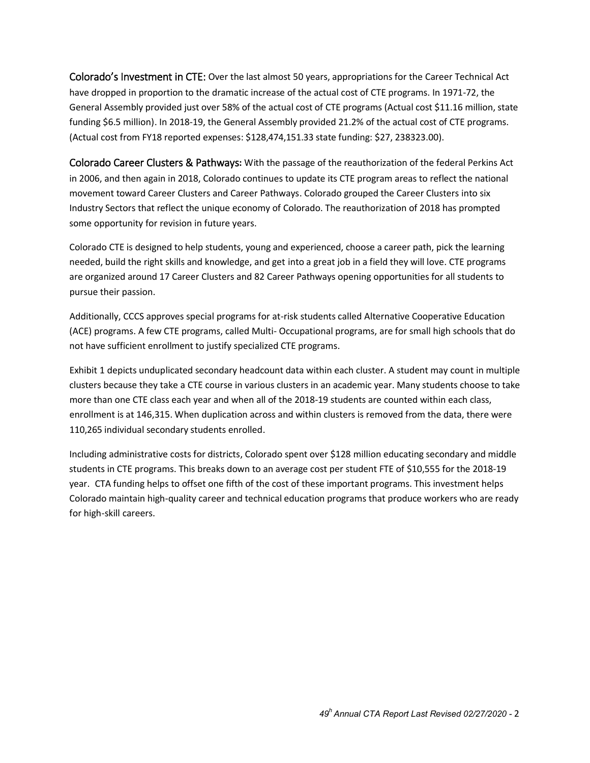**Colorado's Investment in CTE:** Over the last almost 50 years, appropriations for the Career Technical Act have dropped in proportion to the dramatic increase of the actual cost of CTE programs. In 1971-72, the General Assembly provided just over 58% of the actual cost of CTE programs (Actual cost $11.16 million, state funding $6.5 million). In 2018-19, the General Assembly provided 21.2% of the actual cost of CTE programs. (Actual cost from FY18 reported expenses: $128,474,151.33 state funding: $27, 238323.00).

**Colorado Career Clusters & Pathways:** With the passage of the reauthorization of the federal Perkins Act in 2006, and then again in 2018, Colorado continues to update its CTE program areas to reflect the national movement toward Career Clusters and Career Pathways. Colorado grouped the Career Clusters into six Industry Sectors that reflect the unique economy of Colorado. The reauthorization of 2018 has prompted some opportunity for revision in future years.

Colorado CTE is designed to help students, young and experienced, choose a career path, pick the learning needed, build the right skills and knowledge, and get into a great job in a field they will love. CTE programs are organized around 17 Career Clusters and 82 Career Pathways opening opportunities for all students to pursue their passion.

Additionally, CCCS approves special programs for at-risk students called Alternative Cooperative Education (ACE) programs. A few CTE programs, called Multi- Occupational programs, are for small high schools that do not have sufficient enrollment to justify specialized CTE programs.

Exhibit 1 depicts unduplicated secondary headcount data within each cluster. A student may count in multiple clusters because they take a CTE course in various clusters in an academic year. Many students choose to take more than one CTE class each year and when all of the 2018-19 students are counted within each class, enrollment is at 146,315. When duplication across and within clusters is removed from the data, there were 110,265 individual secondary students enrolled.

Including administrative costs for districts, Colorado spent over $128 million educating secondary and middle students in CTE programs. This breaks down to an average cost per student FTE of $10,555 for the 2018-19 year. CTA funding helps to offset one fifth of the cost of these important programs. This investment helps Colorado maintain high-quality career and technical education programs that produce workers who are ready for high-skill careers.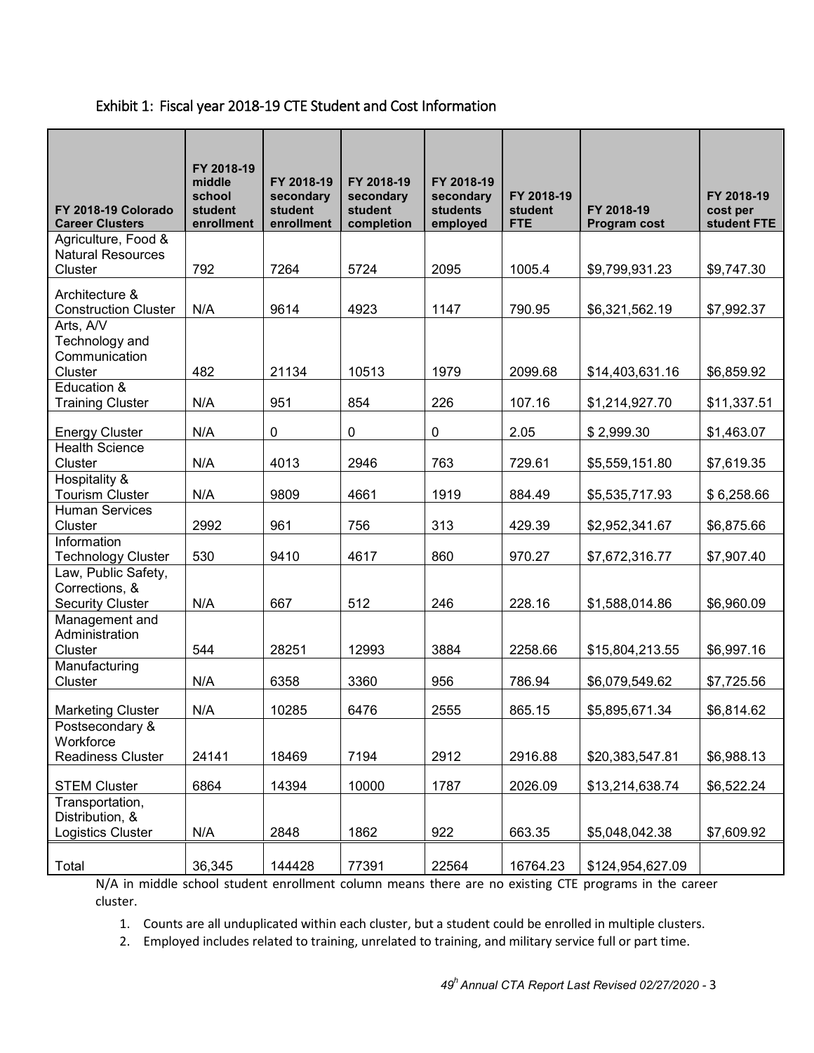## Exhibit 1: Fiscal year 2018-19 CTE Student and Cost Information

| FY 2018-19 Colorado Career Clusters | FY 2018-19 middle school student enrollment | FY 2018-19 secondary student enrollment | FY 2018-19 secondary student completion | FY 2018-19 secondary students employed | FY 2018-19 student FTE | FY 2018-19 Program cost | FY 2018-19 cost per student FTE |
|---|---|---|---|---|---|---|---|
| Agriculture, Food & Natural Resources Cluster | 792 | 7264 | 5724 | 2095 | 1005.4 | $9,799,931.23 | $9,747.30 |
| Architecture & Construction Cluster | N/A | 9614 | 4923 | 1147 | 790.95 | $6,321,562.19 | $7,992.37 |
| Arts, A/V Technology and Communication Cluster | 482 | 21134 | 10513 | 1979 | 2099.68 | $14,403,631.16 | $6,859.92 |
| Education & Training Cluster | N/A | 951 | 854 | 226 | 107.16 | $1,214,927.70 | $11,337.51 |
| Energy Cluster | N/A | 0 | 0 | 0 | 2.05 | $ 2,999.30 | $1,463.07 |
| Health Science Cluster | N/A | 4013 | 2946 | 763 | 729.61 | $5,559,151.80 | $7,619.35 |
| Hospitality & Tourism Cluster | N/A | 9809 | 4661 | 1919 | 884.49 | $5,535,717.93 | $ 6,258.66 |
| Human Services Cluster | 2992 | 961 | 756 | 313 | 429.39 | $2,952,341.67 | $6,875.66 |
| Information Technology Cluster | 530 | 9410 | 4617 | 860 | 970.27 | $7,672,316.77 | $7,907.40 |
| Law, Public Safety, Corrections, & Security Cluster | N/A | 667 | 512 | 246 | 228.16 | $1,588,014.86 | $6,960.09 |
| Management and Administration Cluster | 544 | 28251 | 12993 | 3884 | 2258.66 | $15,804,213.55 | $6,997.16 |
| Manufacturing Cluster | N/A | 6358 | 3360 | 956 | 786.94 | $6,079,549.62 | $7,725.56 |
| Marketing Cluster | N/A | 10285 | 6476 | 2555 | 865.15 | $5,895,671.34 | $6,814.62 |
| Postsecondary & Workforce Readiness Cluster | 24141 | 18469 | 7194 | 2912 | 2916.88 | $20,383,547.81 | $6,988.13 |
| STEM Cluster | 6864 | 14394 | 10000 | 1787 | 2026.09 | $13,214,638.74 | $6,522.24 |
| Transportation, Distribution, & Logistics Cluster | N/A | 2848 | 1862 | 922 | 663.35 | $5,048,042.38 | $7,609.92 |
| Total | 36,345 | 144428 | 77391 | 22564 | 16764.23 | $124,954,627.09 | |

N/A in middle school student enrollment column means there are no existing CTE programs in the career cluster.

1. Counts are all unduplicated within each cluster, but a student could be enrolled in multiple clusters.
2. Employed includes related to training, unrelated to training, and military service full or part time.